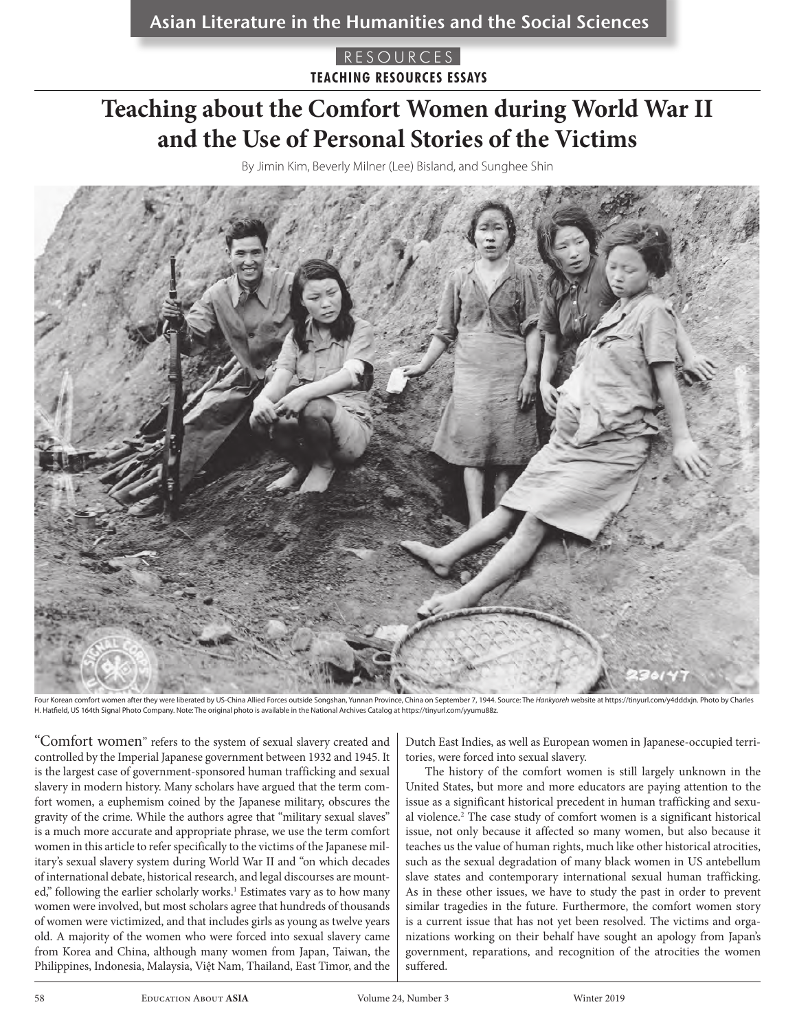Asian Literature in the Humanities and the Social Sciences

RESOURCES

TEACHING RESOURCES ESSAYS

# Teaching about the Comfort Women during World War II and the Use of Personal Stories of the Victims

By Jimin Kim, Beverly Milner (Lee) Bisland, and Sunghee Shin

Four Korean comfort women after they were liberated by US-China Allied Forces outside Songshan, Yunnan Province, China on September 7, 1944. Source: The *Hankyoreh* website at https://tinyurl.com/y4dddxjn. Photo by Charles H. Hatfield, US 164th Signal Photo Company. Note: The original photo is available in the National Archives Catalog at https://tinyurl.com/yyumu88z.

"Comfort women" refers to the system of sexual slavery created and controlled by the Imperial Japanese government between 1932 and 1945. It is the largest case of government-sponsored human trafficking and sexual slavery in modern history. Many scholars have argued that the term comfort women, a euphemism coined by the Japanese military, obscures the gravity of the crime. While the authors agree that "military sexual slaves" is a much more accurate and appropriate phrase, we use the term comfort women in this article to refer specifically to the victims of the Japanese military's sexual slavery system during World War II and "on which decades of international debate, historical research, and legal discourses are mounted," following the earlier scholarly works.[1] Estimates vary as to how many women were involved, but most scholars agree that hundreds of thousands of women were victimized, and that includes girls as young as twelve years old. A majority of the women who were forced into sexual slavery came from Korea and China, although many women from Japan, Taiwan, the Philippines, Indonesia, Malaysia, Việt Nam, Thailand, East Timor, and the Dutch East Indies, as well as European women in Japanese-occupied territories, were forced into sexual slavery.

The history of the comfort women is still largely unknown in the United States, but more and more educators are paying attention to the issue as a significant historical precedent in human trafficking and sexual violence.[2] The case study of comfort women is a significant historical issue, not only because it affected so many women, but also because it teaches us the value of human rights, much like other historical atrocities, such as the sexual degradation of many black women in US antebellum slave states and contemporary international sexual human trafficking. As in these other issues, we have to study the past in order to prevent similar tragedies in the future. Furthermore, the comfort women story is a current issue that has not yet been resolved. The victims and organizations working on their behalf have sought an apology from Japan's government, reparations, and recognition of the atrocities the women suffered.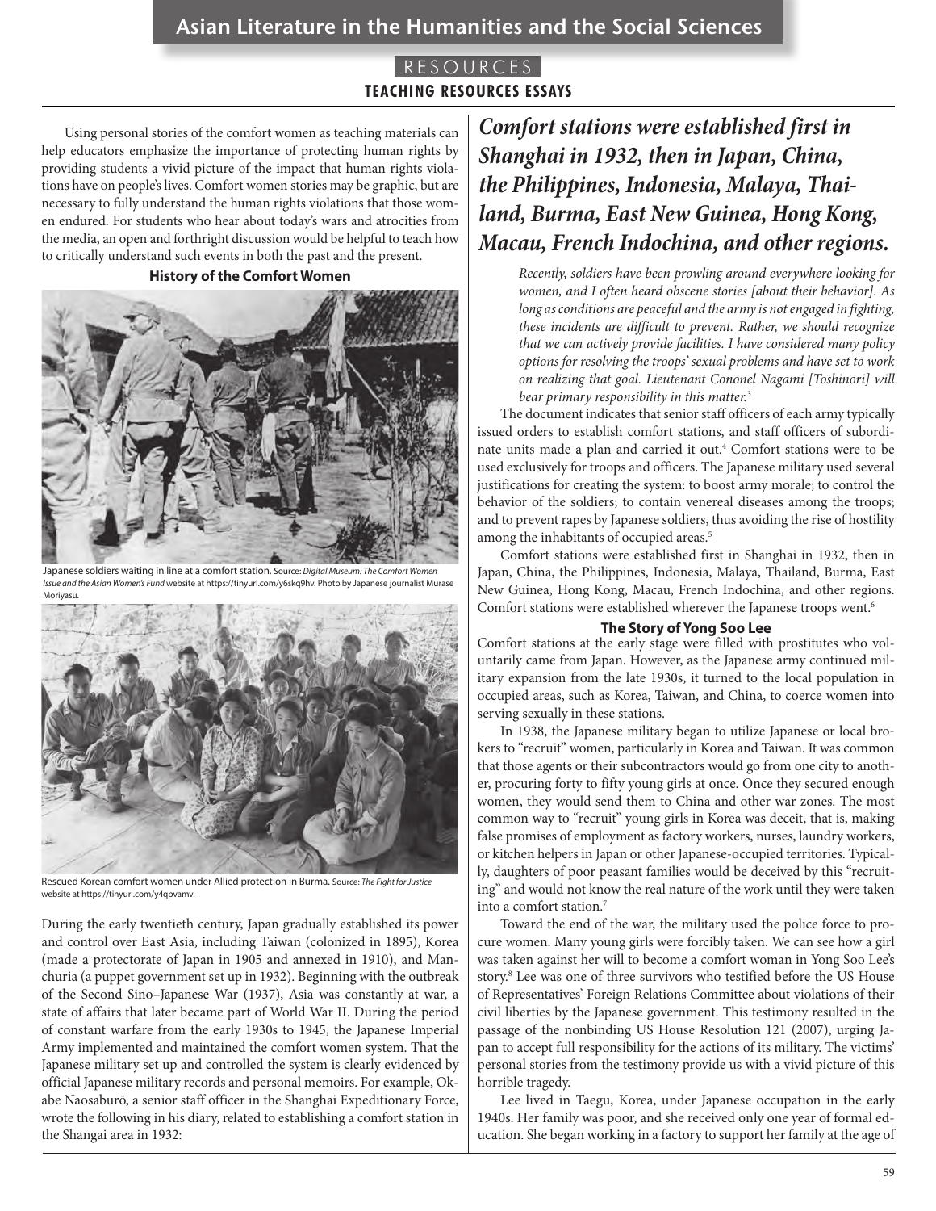Using personal stories of the comfort women as teaching materials can help educators emphasize the importance of protecting human rights by providing students a vivid picture of the impact that human rights violations have on people's lives. Comfort women stories may be graphic, but are necessary to fully understand the human rights violations that those women endured. For students who hear about today's wars and atrocities from the media, an open and forthright discussion would be helpful to teach how to critically understand such events in both the past and the present.

### History of the Comfort Women

Japanese soldiers waiting in line at a comfort station. Source: *Digital Museum: The Comfort Women Issue and the Asian Women's Fund* website at https://tinyurl.com/y6skq9hv. Photo by Japanese journalist Murase Moriyasu.

Rescued Korean comfort women under Allied protection in Burma. Source: *The Fight for Justice* website at https://tinyurl.com/y4qpvamv.

During the early twentieth century, Japan gradually established its power and control over East Asia, including Taiwan (colonized in 1895), Korea (made a protectorate of Japan in 1905 and annexed in 1910), and Manchuria (a puppet government set up in 1932). Beginning with the outbreak of the Second Sino–Japanese War (1937), Asia was constantly at war, a state of affairs that later became part of World War II. During the period of constant warfare from the early 1930s to 1945, the Japanese Imperial Army implemented and maintained the comfort women system. That the Japanese military set up and controlled the system is clearly evidenced by official Japanese military records and personal memoirs. For example, Okabe Naosaburō, a senior staff officer in the Shanghai Expeditionary Force, wrote the following in his diary, related to establishing a comfort station in the Shangai area in 1932:

***Comfort stations were established first in Shanghai in 1932, then in Japan, China, the Philippines, Indonesia, Malaya, Thailand, Burma, East New Guinea, Hong Kong, Macau, French Indochina, and other regions.***

> *Recently, soldiers have been prowling around everywhere looking for women, and I often heard obscene stories [about their behavior]. As long as conditions are peaceful and the army is not engaged in fighting, these incidents are difficult to prevent. Rather, we should recognize that we can actively provide facilities. I have considered many policy options for resolving the troops' sexual problems and have set to work on realizing that goal. Lieutenant Cononel Nagami [Toshinori] will bear primary responsibility in this matter.*[3]

The document indicates that senior staff officers of each army typically issued orders to establish comfort stations, and staff officers of subordinate units made a plan and carried it out.[4] Comfort stations were to be used exclusively for troops and officers. The Japanese military used several justifications for creating the system: to boost army morale; to control the behavior of the soldiers; to contain venereal diseases among the troops; and to prevent rapes by Japanese soldiers, thus avoiding the rise of hostility among the inhabitants of occupied areas.[5]

Comfort stations were established first in Shanghai in 1932, then in Japan, China, the Philippines, Indonesia, Malaya, Thailand, Burma, East New Guinea, Hong Kong, Macau, French Indochina, and other regions. Comfort stations were established wherever the Japanese troops went.[6]

### The Story of Yong Soo Lee

Comfort stations at the early stage were filled with prostitutes who voluntarily came from Japan. However, as the Japanese army continued military expansion from the late 1930s, it turned to the local population in occupied areas, such as Korea, Taiwan, and China, to coerce women into serving sexually in these stations.

In 1938, the Japanese military began to utilize Japanese or local brokers to "recruit" women, particularly in Korea and Taiwan. It was common that those agents or their subcontractors would go from one city to another, procuring forty to fifty young girls at once. Once they secured enough women, they would send them to China and other war zones. The most common way to "recruit" young girls in Korea was deceit, that is, making false promises of employment as factory workers, nurses, laundry workers, or kitchen helpers in Japan or other Japanese-occupied territories. Typically, daughters of poor peasant families would be deceived by this "recruiting" and would not know the real nature of the work until they were taken into a comfort station.[7]

Toward the end of the war, the military used the police force to procure women. Many young girls were forcibly taken. We can see how a girl was taken against her will to become a comfort woman in Yong Soo Lee's story.[8] Lee was one of three survivors who testified before the US House of Representatives' Foreign Relations Committee about violations of their civil liberties by the Japanese government. This testimony resulted in the passage of the nonbinding US House Resolution 121 (2007), urging Japan to accept full responsibility for the actions of its military. The victims' personal stories from the testimony provide us with a vivid picture of this horrible tragedy.

Lee lived in Taegu, Korea, under Japanese occupation in the early 1940s. Her family was poor, and she received only one year of formal education. She began working in a factory to support her family at the age of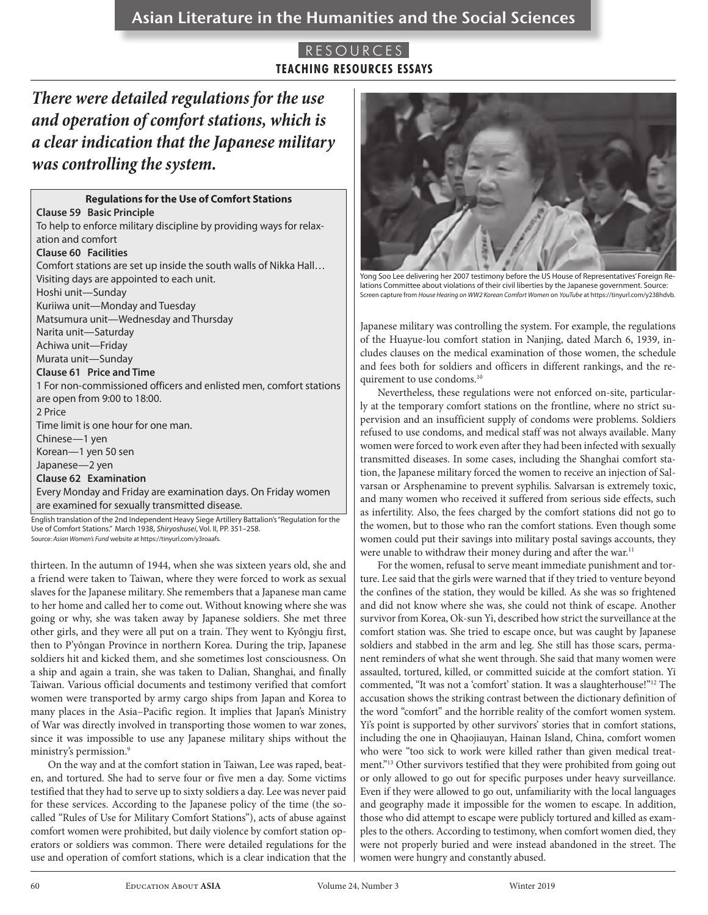*There were detailed regulations for the use and operation of comfort stations, which is a clear indication that the Japanese military was controlling the system.*

**Regulations for the Use of Comfort Stations**

**Clause 59 Basic Principle**

To help to enforce military discipline by providing ways for relaxation and comfort

**Clause 60 Facilities**

Comfort stations are set up inside the south walls of Nikka Hall…

Visiting days are appointed to each unit.

Hoshi unit—Sunday

Kuriiwa unit—Monday and Tuesday

Matsumura unit—Wednesday and Thursday

Narita unit—Saturday

Achiwa unit—Friday

Murata unit—Sunday

**Clause 61 Price and Time**

1 For non-commissioned officers and enlisted men, comfort stations are open from 9:00 to 18:00.

2 Price

Time limit is one hour for one man.

Chinese—1 yen

Korean—1 yen 50 sen

Japanese—2 yen

**Clause 62 Examination**

Every Monday and Friday are examination days. On Friday women are examined for sexually transmitted disease.

English translation of the 2nd Independent Heavy Siege Artillery Battalion's "Regulation for the Use of Comfort Stations." March 1938, *Shiryoshusei*, Vol. II, PP. 351–258. Source: *Asian Women's Fund* website at https://tinyurl.com/y3roaafs.

thirteen. In the autumn of 1944, when she was sixteen years old, she and a friend were taken to Taiwan, where they were forced to work as sexual slaves for the Japanese military. She remembers that a Japanese man came to her home and called her to come out. Without knowing where she was going or why, she was taken away by Japanese soldiers. She met three other girls, and they were all put on a train. They went to Kyôngju first, then to P'yôngan Province in northern Korea. During the trip, Japanese soldiers hit and kicked them, and she sometimes lost consciousness. On a ship and again a train, she was taken to Dalian, Shanghai, and finally Taiwan. Various official documents and testimony verified that comfort women were transported by army cargo ships from Japan and Korea to many places in the Asia–Pacific region. It implies that Japan's Ministry of War was directly involved in transporting those women to war zones, since it was impossible to use any Japanese military ships without the ministry's permission.[9]

On the way and at the comfort station in Taiwan, Lee was raped, beaten, and tortured. She had to serve four or five men a day. Some victims testified that they had to serve up to sixty soldiers a day. Lee was never paid for these services. According to the Japanese policy of the time (the so-called "Rules of Use for Military Comfort Stations"), acts of abuse against comfort women were prohibited, but daily violence by comfort station operators or soldiers was common. There were detailed regulations for the use and operation of comfort stations, which is a clear indication that the Japanese military was controlling the system. For example, the regulations of the Huayue-lou comfort station in Nanjing, dated March 6, 1939, includes clauses on the medical examination of those women, the schedule and fees both for soldiers and officers in different rankings, and the requirement to use condoms.[10]

Yong Soo Lee delivering her 2007 testimony before the US House of Representatives' Foreign Relations Committee about violations of their civil liberties by the Japanese government. Source: Screen capture from *House Hearing on WW2 Korean Comfort Women* on *YouTube* at https://tinyurl.com/y238hdvb.

Nevertheless, these regulations were not enforced on-site, particularly at the temporary comfort stations on the frontline, where no strict supervision and an insufficient supply of condoms were problems. Soldiers refused to use condoms, and medical staff was not always available. Many women were forced to work even after they had been infected with sexually transmitted diseases. In some cases, including the Shanghai comfort station, the Japanese military forced the women to receive an injection of Salvarsan or Arsphenamine to prevent syphilis. Salvarsan is extremely toxic, and many women who received it suffered from serious side effects, such as infertility. Also, the fees charged by the comfort stations did not go to the women, but to those who ran the comfort stations. Even though some women could put their savings into military postal savings accounts, they were unable to withdraw their money during and after the war.[11]

For the women, refusal to serve meant immediate punishment and torture. Lee said that the girls were warned that if they tried to venture beyond the confines of the station, they would be killed. As she was so frightened and did not know where she was, she could not think of escape. Another survivor from Korea, Ok-sun Yi, described how strict the surveillance at the comfort station was. She tried to escape once, but was caught by Japanese soldiers and stabbed in the arm and leg. She still has those scars, permanent reminders of what she went through. She said that many women were assaulted, tortured, killed, or committed suicide at the comfort station. Yi commented, "It was not a 'comfort' station. It was a slaughterhouse!"[12] The accusation shows the striking contrast between the dictionary definition of the word "comfort" and the horrible reality of the comfort women system. Yi's point is supported by other survivors' stories that in comfort stations, including the one in Qhaojiauyan, Hainan Island, China, comfort women who were "too sick to work were killed rather than given medical treatment."[13] Other survivors testified that they were prohibited from going out or only allowed to go out for specific purposes under heavy surveillance. Even if they were allowed to go out, unfamiliarity with the local languages and geography made it impossible for the women to escape. In addition, those who did attempt to escape were publicly tortured and killed as examples to the others. According to testimony, when comfort women died, they were not properly buried and were instead abandoned in the street. The women were hungry and constantly abused.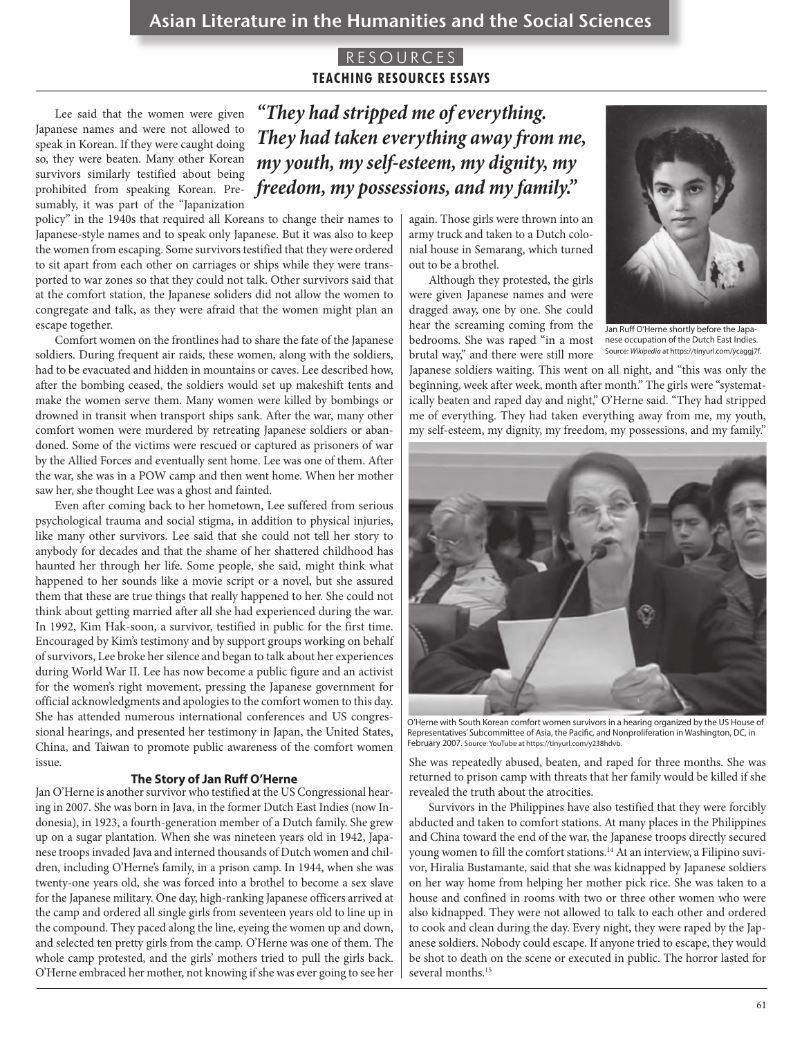Lee said that the women were given Japanese names and were not allowed to speak in Korean. If they were caught doing so, they were beaten. Many other Korean survivors similarly testified about being prohibited from speaking Korean. Presumably, it was part of the "Japanization policy" in the 1940s that required all Koreans to change their names to Japanese-style names and to speak only Japanese. But it was also to keep the women from escaping. Some survivors testified that they were ordered to sit apart from each other on carriages or ships while they were transported to war zones so that they could not talk. Other survivors said that at the comfort station, the Japanese soliders did not allow the women to congregate and talk, as they were afraid that the women might plan an escape together.

Comfort women on the frontlines had to share the fate of the Japanese soldiers. During frequent air raids, these women, along with the soldiers, had to be evacuated and hidden in mountains or caves. Lee described how, after the bombing ceased, the soldiers would set up makeshift tents and make the women serve them. Many women were killed by bombings or drowned in transit when transport ships sank. After the war, many other comfort women were murdered by retreating Japanese soldiers or abandoned. Some of the victims were rescued or captured as prisoners of war by the Allied Forces and eventually sent home. Lee was one of them. After the war, she was in a POW camp and then went home. When her mother saw her, she thought Lee was a ghost and fainted.

Even after coming back to her hometown, Lee suffered from serious psychological trauma and social stigma, in addition to physical injuries, like many other survivors. Lee said that she could not tell her story to anybody for decades and that the shame of her shattered childhood has haunted her through her life. Some people, she said, might think what happened to her sounds like a movie script or a novel, but she assured them that these are true things that really happened to her. She could not think about getting married after all she had experienced during the war. In 1992, Kim Hak-soon, a survivor, testified in public for the first time. Encouraged by Kim's testimony and by support groups working on behalf of survivors, Lee broke her silence and began to talk about her experiences during World War II. Lee has now become a public figure and an activist for the women's right movement, pressing the Japanese government for official acknowledgments and apologies to the comfort women to this day. She has attended numerous international conferences and US congressional hearings, and presented her testimony in Japan, the United States, China, and Taiwan to promote public awareness of the comfort women issue.

### The Story of Jan Ruff O'Herne

Jan O'Herne is another survivor who testified at the US Congressional hearing in 2007. She was born in Java, in the former Dutch East Indies (now Indonesia), in 1923, a fourth-generation member of a Dutch family. She grew up on a sugar plantation. When she was nineteen years old in 1942, Japanese troops invaded Java and interned thousands of Dutch women and children, including O'Herne's family, in a prison camp. In 1944, when she was twenty-one years old, she was forced into a brothel to become a sex slave for the Japanese military. One day, high-ranking Japanese officers arrived at the camp and ordered all single girls from seventeen years old to line up in the compound. They paced along the line, eyeing the women up and down, and selected ten pretty girls from the camp. O'Herne was one of them. The whole camp protested, and the girls' mothers tried to pull the girls back. O'Herne embraced her mother, not knowing if she was ever going to see her again. Those girls were thrown into an army truck and taken to a Dutch colonial house in Semarang, which turned out to be a brothel.

***"They had stripped me of everything. They had taken everything away from me, my youth, my self-esteem, my dignity, my freedom, my possessions, and my family."***

Although they protested, the girls were given Japanese names and were dragged away, one by one. She could hear the screaming coming from the bedrooms. She was raped "in a most brutal way," and there were still more Japanese soldiers waiting. This went on all night, and "this was only the beginning, week after week, month after month." The girls were "systematically beaten and raped day and night," O'Herne said. "They had stripped me of everything. They had taken everything away from me, my youth, my self-esteem, my dignity, my freedom, my possessions, and my family."

Jan Ruff O'Herne shortly before the Japanese occupation of the Dutch East Indies. Source: *Wikipedia* at https://tinyurl.com/ycaggj7f.

O'Herne with South Korean comfort women survivors in a hearing organized by the US House of Representatives' Subcommittee of Asia, the Pacific, and Nonproliferation in Washington, DC, in February 2007. Source: YouTube at https://tinyurl.com/y238hdvb.

She was repeatedly abused, beaten, and raped for three months. She was returned to prison camp with threats that her family would be killed if she revealed the truth about the atrocities.

Survivors in the Philippines have also testified that they were forcibly abducted and taken to comfort stations. At many places in the Philippines and China toward the end of the war, the Japanese troops directly secured young women to fill the comfort stations.[14] At an interview, a Filipino suvivor, Hiralia Bustamante, said that she was kidnapped by Japanese soldiers on her way home from helping her mother pick rice. She was taken to a house and confined in rooms with two or three other women who were also kidnapped. They were not allowed to talk to each other and ordered to cook and clean during the day. Every night, they were raped by the Japanese soldiers. Nobody could escape. If anyone tried to escape, they would be shot to death on the scene or executed in public. The horror lasted for several months.[15]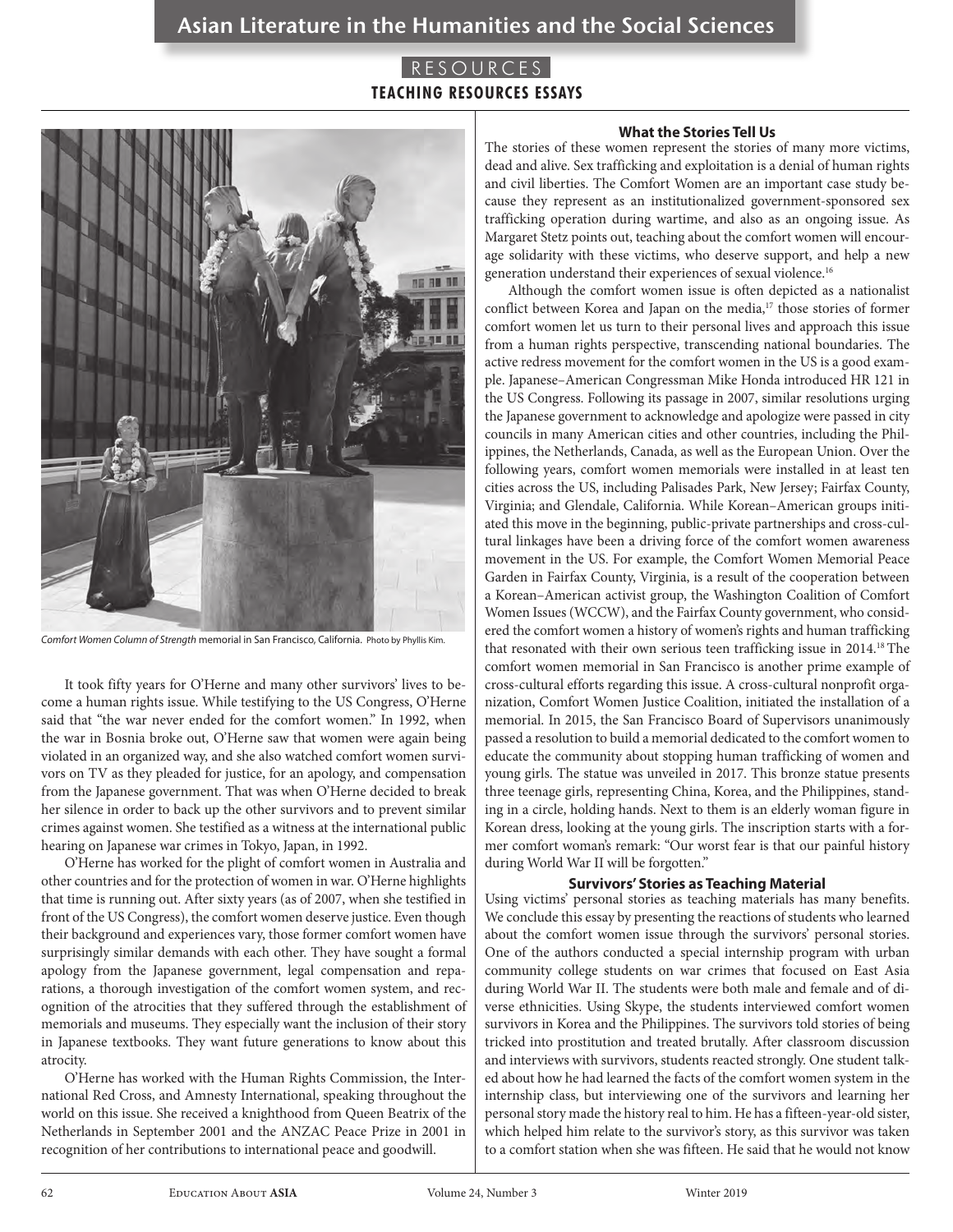*Comfort Women Column of Strength* memorial in San Francisco, California. Photo by Phyllis Kim.

It took fifty years for O'Herne and many other survivors' lives to become a human rights issue. While testifying to the US Congress, O'Herne said that "the war never ended for the comfort women." In 1992, when the war in Bosnia broke out, O'Herne saw that women were again being violated in an organized way, and she also watched comfort women survivors on TV as they pleaded for justice, for an apology, and compensation from the Japanese government. That was when O'Herne decided to break her silence in order to back up the other survivors and to prevent similar crimes against women. She testified as a witness at the international public hearing on Japanese war crimes in Tokyo, Japan, in 1992.

O'Herne has worked for the plight of comfort women in Australia and other countries and for the protection of women in war. O'Herne highlights that time is running out. After sixty years (as of 2007, when she testified in front of the US Congress), the comfort women deserve justice. Even though their background and experiences vary, those former comfort women have surprisingly similar demands with each other. They have sought a formal apology from the Japanese government, legal compensation and reparations, a thorough investigation of the comfort women system, and recognition of the atrocities that they suffered through the establishment of memorials and museums. They especially want the inclusion of their story in Japanese textbooks. They want future generations to know about this atrocity.

O'Herne has worked with the Human Rights Commission, the International Red Cross, and Amnesty International, speaking throughout the world on this issue. She received a knighthood from Queen Beatrix of the Netherlands in September 2001 and the ANZAC Peace Prize in 2001 in recognition of her contributions to international peace and goodwill.

### What the Stories Tell Us

The stories of these women represent the stories of many more victims, dead and alive. Sex trafficking and exploitation is a denial of human rights and civil liberties. The Comfort Women are an important case study because they represent as an institutionalized government-sponsored sex trafficking operation during wartime, and also as an ongoing issue. As Margaret Stetz points out, teaching about the comfort women will encourage solidarity with these victims, who deserve support, and help a new generation understand their experiences of sexual violence.[16]

Although the comfort women issue is often depicted as a nationalist conflict between Korea and Japan on the media,[17] those stories of former comfort women let us turn to their personal lives and approach this issue from a human rights perspective, transcending national boundaries. The active redress movement for the comfort women in the US is a good example. Japanese–American Congressman Mike Honda introduced HR 121 in the US Congress. Following its passage in 2007, similar resolutions urging the Japanese government to acknowledge and apologize were passed in city councils in many American cities and other countries, including the Philippines, the Netherlands, Canada, as well as the European Union. Over the following years, comfort women memorials were installed in at least ten cities across the US, including Palisades Park, New Jersey; Fairfax County, Virginia; and Glendale, California. While Korean–American groups initiated this move in the beginning, public-private partnerships and cross-cultural linkages have been a driving force of the comfort women awareness movement in the US. For example, the Comfort Women Memorial Peace Garden in Fairfax County, Virginia, is a result of the cooperation between a Korean–American activist group, the Washington Coalition of Comfort Women Issues (WCCW), and the Fairfax County government, who considered the comfort women a history of women's rights and human trafficking that resonated with their own serious teen trafficking issue in 2014.[18] The comfort women memorial in San Francisco is another prime example of cross-cultural efforts regarding this issue. A cross-cultural nonprofit organization, Comfort Women Justice Coalition, initiated the installation of a memorial. In 2015, the San Francisco Board of Supervisors unanimously passed a resolution to build a memorial dedicated to the comfort women to educate the community about stopping human trafficking of women and young girls. The statue was unveiled in 2017. This bronze statue presents three teenage girls, representing China, Korea, and the Philippines, standing in a circle, holding hands. Next to them is an elderly woman figure in Korean dress, looking at the young girls. The inscription starts with a former comfort woman's remark: "Our worst fear is that our painful history during World War II will be forgotten."

### Survivors' Stories as Teaching Material

Using victims' personal stories as teaching materials has many benefits. We conclude this essay by presenting the reactions of students who learned about the comfort women issue through the survivors' personal stories. One of the authors conducted a special internship program with urban community college students on war crimes that focused on East Asia during World War II. The students were both male and female and of diverse ethnicities. Using Skype, the students interviewed comfort women survivors in Korea and the Philippines. The survivors told stories of being tricked into prostitution and treated brutally. After classroom discussion and interviews with survivors, students reacted strongly. One student talked about how he had learned the facts of the comfort women system in the internship class, but interviewing one of the survivors and learning her personal story made the history real to him. He has a fifteen-year-old sister, which helped him relate to the survivor's story, as this survivor was taken to a comfort station when she was fifteen. He said that he would not know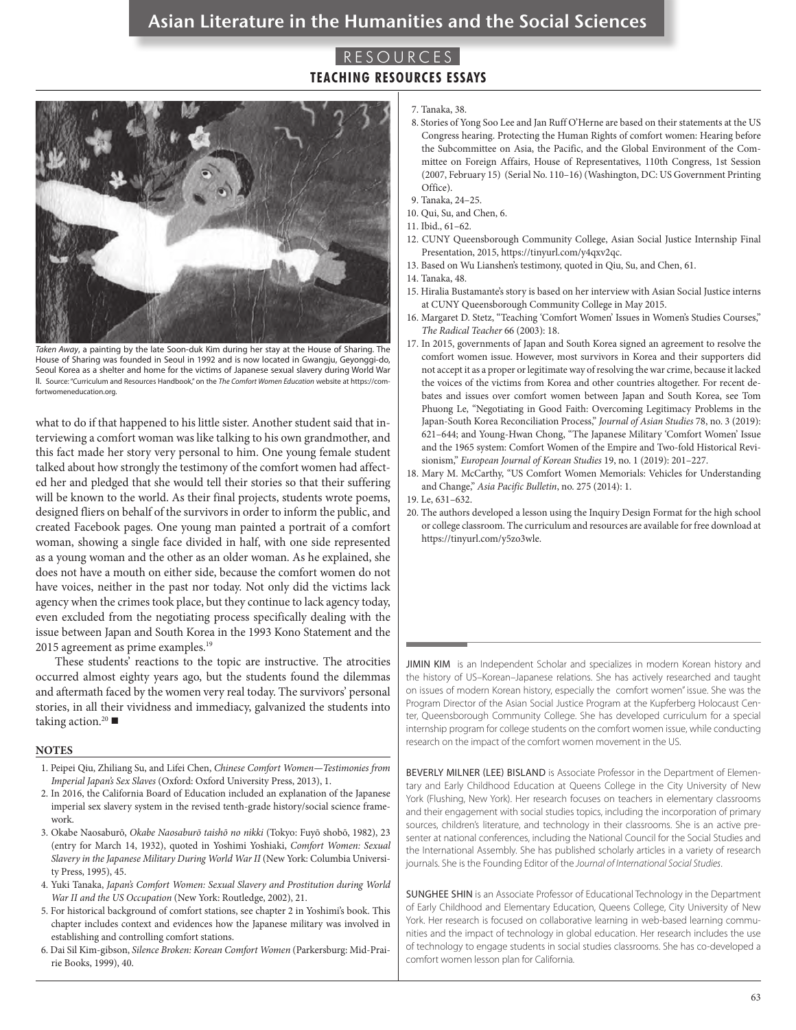*Taken Away*, a painting by the late Soon-duk Kim during her stay at the House of Sharing. The House of Sharing was founded in Seoul in 1992 and is now located in Gwangju, Geyonggi-do, Seoul Korea as a shelter and home for the victims of Japanese sexual slavery during World War II. Source: "Curriculum and Resources Handbook," on the *The Comfort Women Education* website at https://comfortwomeneducation.org.

what to do if that happened to his little sister. Another student said that interviewing a comfort woman was like talking to his own grandmother, and this fact made her story very personal to him. One young female student talked about how strongly the testimony of the comfort women had affected her and pledged that she would tell their stories so that their suffering will be known to the world. As their final projects, students wrote poems, designed fliers on behalf of the survivors in order to inform the public, and created Facebook pages. One young man painted a portrait of a comfort woman, showing a single face divided in half, with one side represented as a young woman and the other as an older woman. As he explained, she does not have a mouth on either side, because the comfort women do not have voices, neither in the past nor today. Not only did the victims lack agency when the crimes took place, but they continue to lack agency today, even excluded from the negotiating process specifically dealing with the issue between Japan and South Korea in the 1993 Kono Statement and the 2015 agreement as prime examples.[19]

These students' reactions to the topic are instructive. The atrocities occurred almost eighty years ago, but the students found the dilemmas and aftermath faced by the women very real today. The survivors' personal stories, in all their vividness and immediacy, galvanized the students into taking action.[20] ■

## NOTES

1. Peipei Qiu, Zhiliang Su, and Lifei Chen, *Chinese Comfort Women—Testimonies from Imperial Japan's Sex Slaves* (Oxford: Oxford University Press, 2013), 1.
2. In 2016, the California Board of Education included an explanation of the Japanese imperial sex slavery system in the revised tenth-grade history/social science framework.
3. Okabe Naosaburō, *Okabe Naosaburō taishō no nikki* (Tokyo: Fuyō shobō, 1982), 23 (entry for March 14, 1932), quoted in Yoshimi Yoshiaki, *Comfort Women: Sexual Slavery in the Japanese Military During World War II* (New York: Columbia University Press, 1995), 45.
4. Yuki Tanaka, *Japan's Comfort Women: Sexual Slavery and Prostitution during World War II and the US Occupation* (New York: Routledge, 2002), 21.
5. For historical background of comfort stations, see chapter 2 in Yoshimi's book. This chapter includes context and evidences how the Japanese military was involved in establishing and controlling comfort stations.
6. Dai Sil Kim-gibson, *Silence Broken: Korean Comfort Women* (Parkersburg: Mid-Prairie Books, 1999), 40.
7. Tanaka, 38.
8. Stories of Yong Soo Lee and Jan Ruff O'Herne are based on their statements at the US Congress hearing. Protecting the Human Rights of comfort women: Hearing before the Subcommittee on Asia, the Pacific, and the Global Environment of the Committee on Foreign Affairs, House of Representatives, 110th Congress, 1st Session (2007, February 15) (Serial No. 110–16) (Washington, DC: US Government Printing Office).
9. Tanaka, 24–25.
10. Qui, Su, and Chen, 6.
11. Ibid., 61–62.
12. CUNY Queensborough Community College, Asian Social Justice Internship Final Presentation, 2015, https://tinyurl.com/y4qxv2qc.
13. Based on Wu Lianshen's testimony, quoted in Qiu, Su, and Chen, 61.
14. Tanaka, 48.
15. Hiralia Bustamante's story is based on her interview with Asian Social Justice interns at CUNY Queensborough Community College in May 2015.
16. Margaret D. Stetz, "Teaching 'Comfort Women' Issues in Women's Studies Courses," *The Radical Teacher* 66 (2003): 18.
17. In 2015, governments of Japan and South Korea signed an agreement to resolve the comfort women issue. However, most survivors in Korea and their supporters did not accept it as a proper or legitimate way of resolving the war crime, because it lacked the voices of the victims from Korea and other countries altogether. For recent debates and issues over comfort women between Japan and South Korea, see Tom Phuong Le, "Negotiating in Good Faith: Overcoming Legitimacy Problems in the Japan-South Korea Reconciliation Process," *Journal of Asian Studies* 78, no. 3 (2019): 621–644; and Young-Hwan Chong, "The Japanese Military 'Comfort Women' Issue and the 1965 system: Comfort Women of the Empire and Two-fold Historical Revisionism," *European Journal of Korean Studies* 19, no. 1 (2019): 201–227.
18. Mary M. McCarthy, "US Comfort Women Memorials: Vehicles for Understanding and Change," *Asia Pacific Bulletin*, no. 275 (2014): 1.
19. Le, 631–632.
20. The authors developed a lesson using the Inquiry Design Format for the high school or college classroom. The curriculum and resources are available for free download at https://tinyurl.com/y5zo3wle.

---

JIMIN KIM is an Independent Scholar and specializes in modern Korean history and the history of US–Korean–Japanese relations. She has actively researched and taught on issues of modern Korean history, especially the "comfort women" issue. She was the Program Director of the Asian Social Justice Program at the Kupferberg Holocaust Center, Queensborough Community College. She has developed curriculum for a special internship program for college students on the comfort women issue, while conducting research on the impact of the comfort women movement in the US.

BEVERLY MILNER (LEE) BISLAND is Associate Professor in the Department of Elementary and Early Childhood Education at Queens College in the City University of New York (Flushing, New York). Her research focuses on teachers in elementary classrooms and their engagement with social studies topics, including the incorporation of primary sources, children's literature, and technology in their classrooms. She is an active presenter at national conferences, including the National Council for the Social Studies and the International Assembly. She has published scholarly articles in a variety of research journals. She is the Founding Editor of the *Journal of International Social Studies*.

SUNGHEE SHIN is an Associate Professor of Educational Technology in the Department of Early Childhood and Elementary Education, Queens College, City University of New York. Her research is focused on collaborative learning in web-based learning communities and the impact of technology in global education. Her research includes the use of technology to engage students in social studies classrooms. She has co-developed a comfort women lesson plan for California.